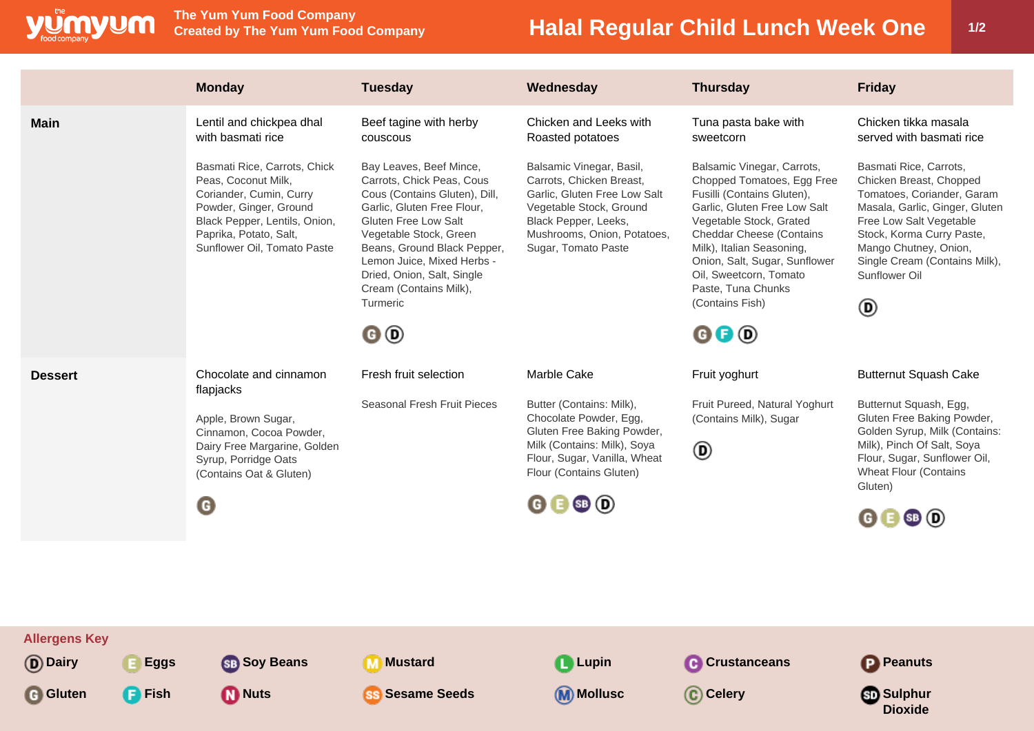# Halal Regular Child Lunch Week One

The Yum Yum Food Company
Created by The Yum Yum Food Company

| | Monday | Tuesday | Wednesday | Thursday | Friday |
|---|---|---|---|---|---|
| **Main** | Lentil and chickpea dhal with basmati rice<br><br>Basmati Rice, Carrots, Chick Peas, Coconut Milk, Coriander, Cumin, Curry Powder, Ginger, Ground Black Pepper, Lentils, Onion, Paprika, Potato, Salt, Sunflower Oil, Tomato Paste | Beef tagine with herby couscous<br><br>Bay Leaves, Beef Mince, Carrots, Chick Peas, Cous Cous (Contains Gluten), Dill, Garlic, Gluten Free Flour, Gluten Free Low Salt Vegetable Stock, Green Beans, Ground Black Pepper, Lemon Juice, Mixed Herbs - Dried, Onion, Salt, Single Cream (Contains Milk), Turmeric<br><br>G D | Chicken and Leeks with Roasted potatoes<br><br>Balsamic Vinegar, Basil, Carrots, Chicken Breast, Garlic, Gluten Free Low Salt Vegetable Stock, Ground Black Pepper, Leeks, Mushrooms, Onion, Potatoes, Sugar, Tomato Paste | Tuna pasta bake with sweetcorn<br><br>Balsamic Vinegar, Carrots, Chopped Tomatoes, Egg Free Fusilli (Contains Gluten), Garlic, Gluten Free Low Salt Vegetable Stock, Grated Cheddar Cheese (Contains Milk), Italian Seasoning, Onion, Salt, Sugar, Sunflower Oil, Sweetcorn, Tomato Paste, Tuna Chunks (Contains Fish)<br><br>G F D | Chicken tikka masala served with basmati rice<br><br>Basmati Rice, Carrots, Chicken Breast, Chopped Tomatoes, Coriander, Garam Masala, Garlic, Ginger, Gluten Free Low Salt Vegetable Stock, Korma Curry Paste, Mango Chutney, Onion, Single Cream (Contains Milk), Sunflower Oil<br><br>D |
| **Dessert** | Chocolate and cinnamon flapjacks<br><br>Apple, Brown Sugar, Cinnamon, Cocoa Powder, Dairy Free Margarine, Golden Syrup, Porridge Oats (Contains Oat & Gluten)<br><br>G | Fresh fruit selection<br><br>Seasonal Fresh Fruit Pieces | Marble Cake<br><br>Butter (Contains: Milk), Chocolate Powder, Egg, Gluten Free Baking Powder, Milk (Contains: Milk), Soya Flour, Sugar, Vanilla, Wheat Flour (Contains Gluten)<br><br>G E SB D | Fruit yoghurt<br><br>Fruit Pureed, Natural Yoghurt (Contains Milk), Sugar<br><br>D | Butternut Squash Cake<br><br>Butternut Squash, Egg, Gluten Free Baking Powder, Golden Syrup, Milk (Contains: Milk), Pinch Of Salt, Soya Flour, Sugar, Sunflower Oil, Wheat Flour (Contains Gluten)<br><br>G E SB D |

**Allergens Key**

- D Dairy
- E Eggs
- SB Soy Beans
- M Mustard
- L Lupin
- C Crustaceans
- P Peanuts
- G Gluten
- F Fish
- N Nuts
- SS Sesame Seeds
- M Mollusc
- C Celery
- SD Sulphur Dioxide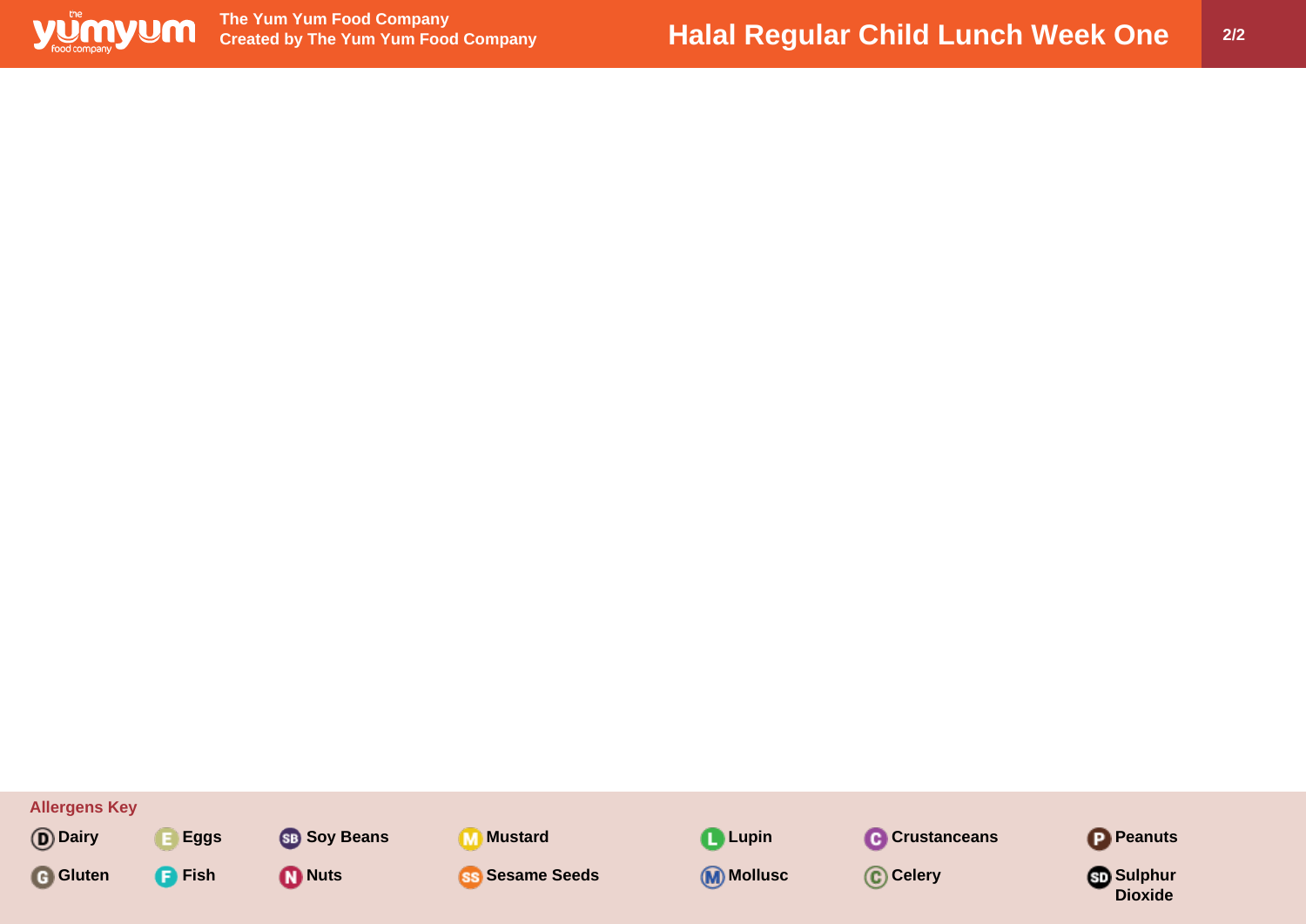# Halal Regular Child Lunch Week One

The Yum Yum Food Company
Created by The Yum Yum Food Company

**Allergens Key**

| | | | | | | |
|---|---|---|---|---|---|---|
| D Dairy | E Eggs | SB Soy Beans | M Mustard | L Lupin | C Crustanceans | P Peanuts |
| G Gluten | F Fish | N Nuts | SS Sesame Seeds | M Mollusc | C Celery | SD Sulphur Dioxide |